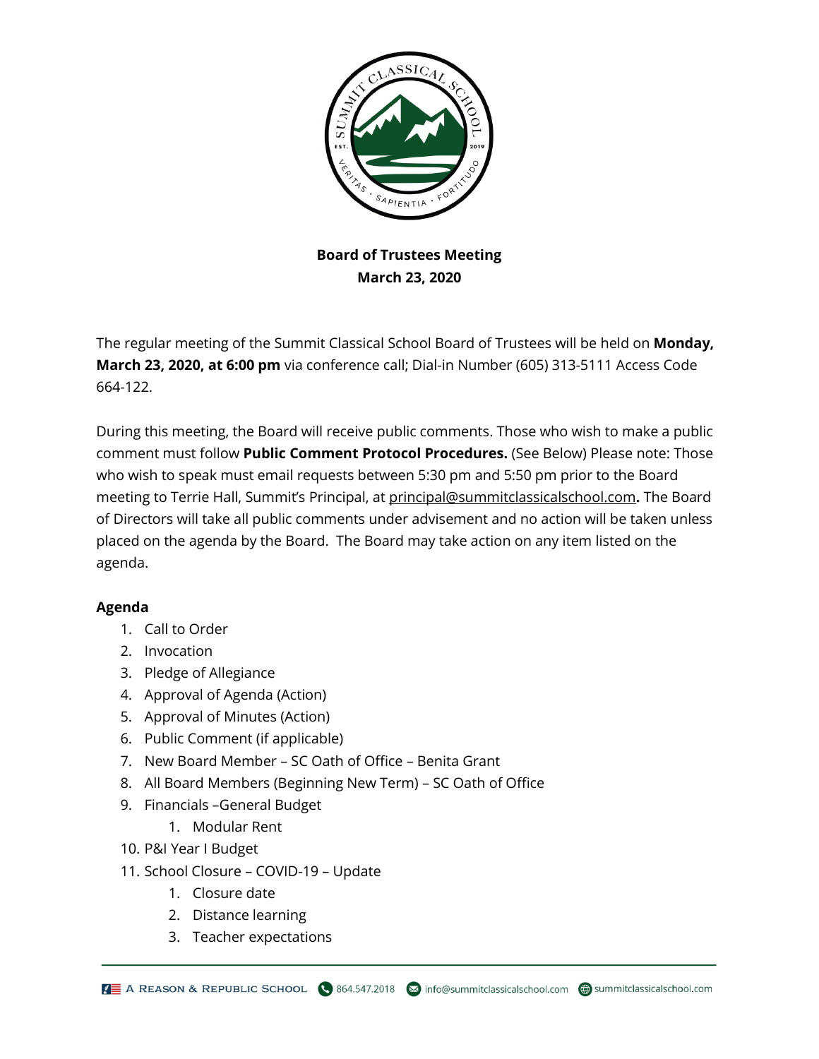**Board of Trustees Meeting**
**March 23, 2020**

The regular meeting of the Summit Classical School Board of Trustees will be held on **Monday, March 23, 2020, at 6:00 pm** via conference call; Dial-in Number (605) 313-5111 Access Code 664-122.

During this meeting, the Board will receive public comments. Those who wish to make a public comment must follow **Public Comment Protocol Procedures.** (See Below) Please note: Those who wish to speak must email requests between 5:30 pm and 5:50 pm prior to the Board meeting to Terrie Hall, Summit's Principal, at principal@summitclassicalschool.com**.** The Board of Directors will take all public comments under advisement and no action will be taken unless placed on the agenda by the Board. The Board may take action on any item listed on the agenda.

**Agenda**

1. Call to Order
2. Invocation
3. Pledge of Allegiance
4. Approval of Agenda (Action)
5. Approval of Minutes (Action)
6. Public Comment (if applicable)
7. New Board Member – SC Oath of Office – Benita Grant
8. All Board Members (Beginning New Term) – SC Oath of Office
9. Financials –General Budget
    1. Modular Rent
10. P&I Year I Budget
11. School Closure – COVID-19 – Update
    1. Closure date
    2. Distance learning
    3. Teacher expectations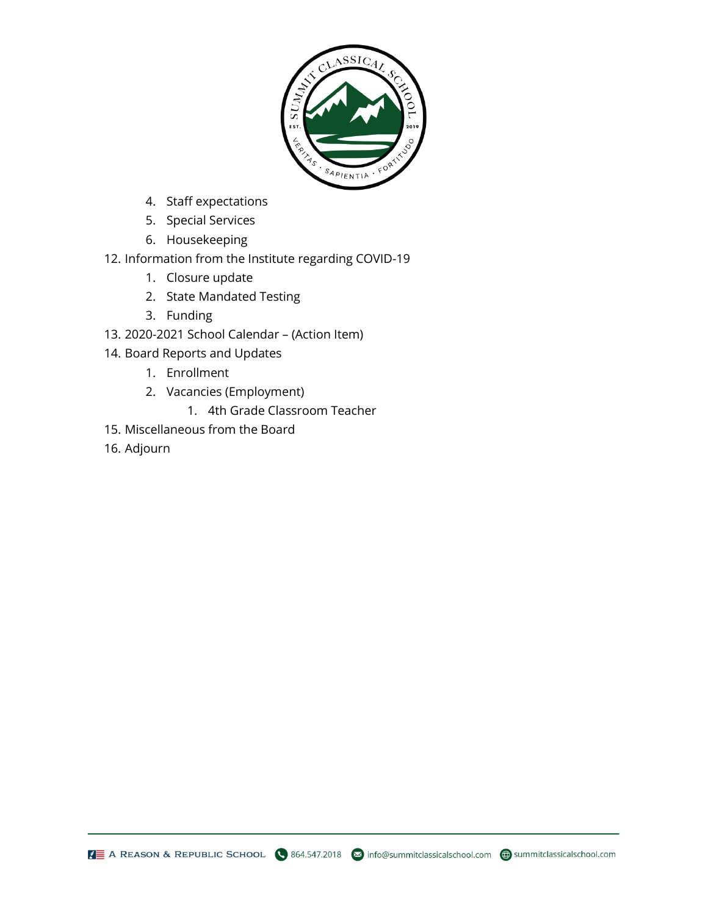4. Staff expectations
   5. Special Services
   6. Housekeeping
12. Information from the Institute regarding COVID-19
   1. Closure update
   2. State Mandated Testing
   3. Funding
13. 2020-2021 School Calendar – (Action Item)
14. Board Reports and Updates
   1. Enrollment
   2. Vacancies (Employment)
      1. 4th Grade Classroom Teacher
15. Miscellaneous from the Board
16. Adjourn